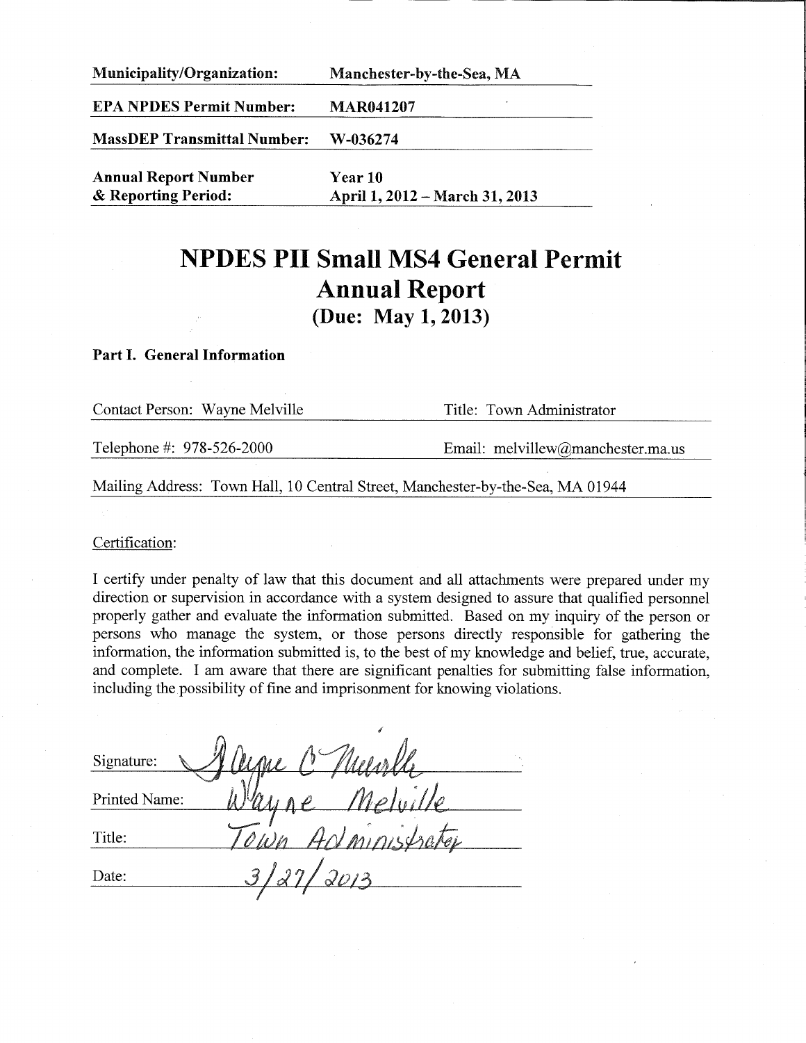| | |
|---|---|
| **Municipality/Organization:** | **Manchester-by-the-Sea, MA** |
| **EPA NPDES Permit Number:** | **MAR041207** |
| **MassDEP Transmittal Number:** | **W-036274** |
| **Annual Report Number & Reporting Period:** | **Year 10 April 1, 2012 – March 31, 2013** |

# NPDES PII Small MS4 General Permit Annual Report
## (Due: May 1, 2013)

### Part I. General Information

| | |
|---|---|
| Contact Person: Wayne Melville | Title: Town Administrator |
| Telephone #: 978-526-2000 | Email: melvillew@manchester.ma.us |

Mailing Address: Town Hall, 10 Central Street, Manchester-by-the-Sea, MA 01944

Certification:

I certify under penalty of law that this document and all attachments were prepared under my direction or supervision in accordance with a system designed to assure that qualified personnel properly gather and evaluate the information submitted. Based on my inquiry of the person or persons who manage the system, or those persons directly responsible for gathering the information, the information submitted is, to the best of my knowledge and belief, true, accurate, and complete. I am aware that there are significant penalties for submitting false information, including the possibility of fine and imprisonment for knowing violations.

Signature: Wayne C. Melville

Printed Name: Wayne Melville

Title: Town Administrator

Date: 3/27/2013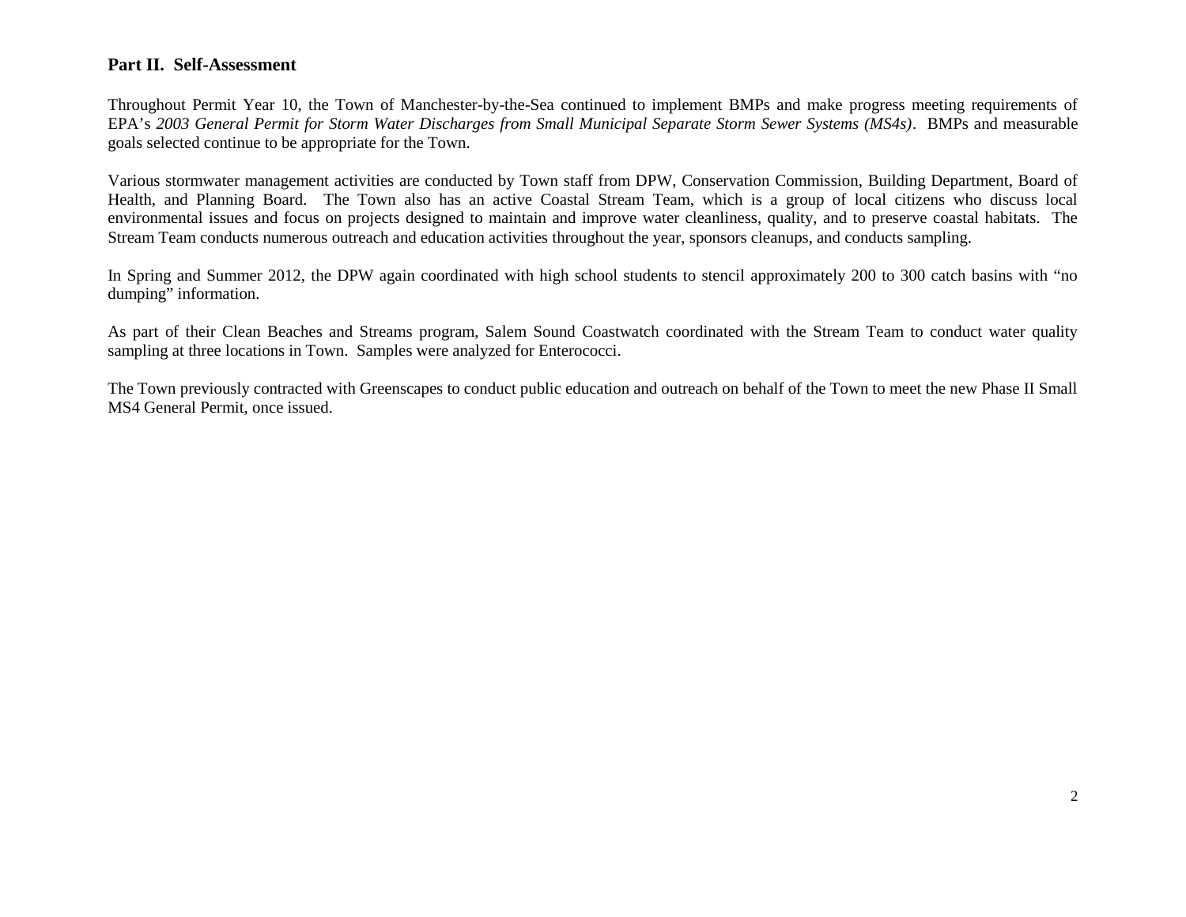## Part II. Self-Assessment

Throughout Permit Year 10, the Town of Manchester-by-the-Sea continued to implement BMPs and make progress meeting requirements of EPA's *2003 General Permit for Storm Water Discharges from Small Municipal Separate Storm Sewer Systems (MS4s)*. BMPs and measurable goals selected continue to be appropriate for the Town.

Various stormwater management activities are conducted by Town staff from DPW, Conservation Commission, Building Department, Board of Health, and Planning Board. The Town also has an active Coastal Stream Team, which is a group of local citizens who discuss local environmental issues and focus on projects designed to maintain and improve water cleanliness, quality, and to preserve coastal habitats. The Stream Team conducts numerous outreach and education activities throughout the year, sponsors cleanups, and conducts sampling.

In Spring and Summer 2012, the DPW again coordinated with high school students to stencil approximately 200 to 300 catch basins with "no dumping" information.

As part of their Clean Beaches and Streams program, Salem Sound Coastwatch coordinated with the Stream Team to conduct water quality sampling at three locations in Town. Samples were analyzed for Enterococci.

The Town previously contracted with Greenscapes to conduct public education and outreach on behalf of the Town to meet the new Phase II Small MS4 General Permit, once issued.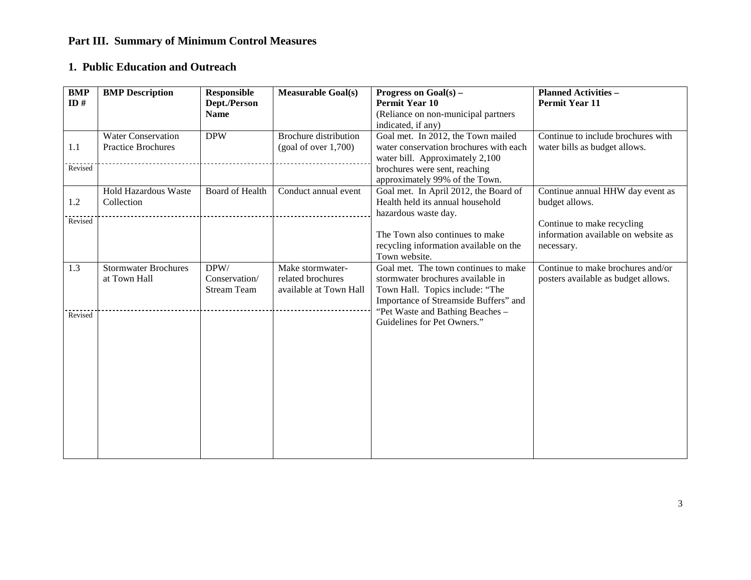## Part III. Summary of Minimum Control Measures

### 1. Public Education and Outreach

| BMP ID # | BMP Description | Responsible Dept./Person Name | Measurable Goal(s) | Progress on Goal(s) – Permit Year 10 (Reliance on non-municipal partners indicated, if any) | Planned Activities – Permit Year 11 |
|---|---|---|---|---|---|
| 1.1 | Water Conservation Practice Brochures | DPW | Brochure distribution (goal of over 1,700) | Goal met. In 2012, the Town mailed water conservation brochures with each water bill. Approximately 2,100 brochures were sent, reaching approximately 99% of the Town. | Continue to include brochures with water bills as budget allows. |
| Revised | | | | | |
| 1.2 | Hold Hazardous Waste Collection | Board of Health | Conduct annual event | Goal met. In April 2012, the Board of Health held its annual household hazardous waste day.<br><br>The Town also continues to make recycling information available on the Town website. | Continue annual HHW day event as budget allows.<br><br>Continue to make recycling information available on website as necessary. |
| Revised | | | | | |
| 1.3 | Stormwater Brochures at Town Hall | DPW/ Conservation/ Stream Team | Make stormwater-related brochures available at Town Hall | Goal met. The town continues to make stormwater brochures available in Town Hall. Topics include: "The Importance of Streamside Buffers" and "Pet Waste and Bathing Beaches – Guidelines for Pet Owners." | Continue to make brochures and/or posters available as budget allows. |
| Revised | | | | | |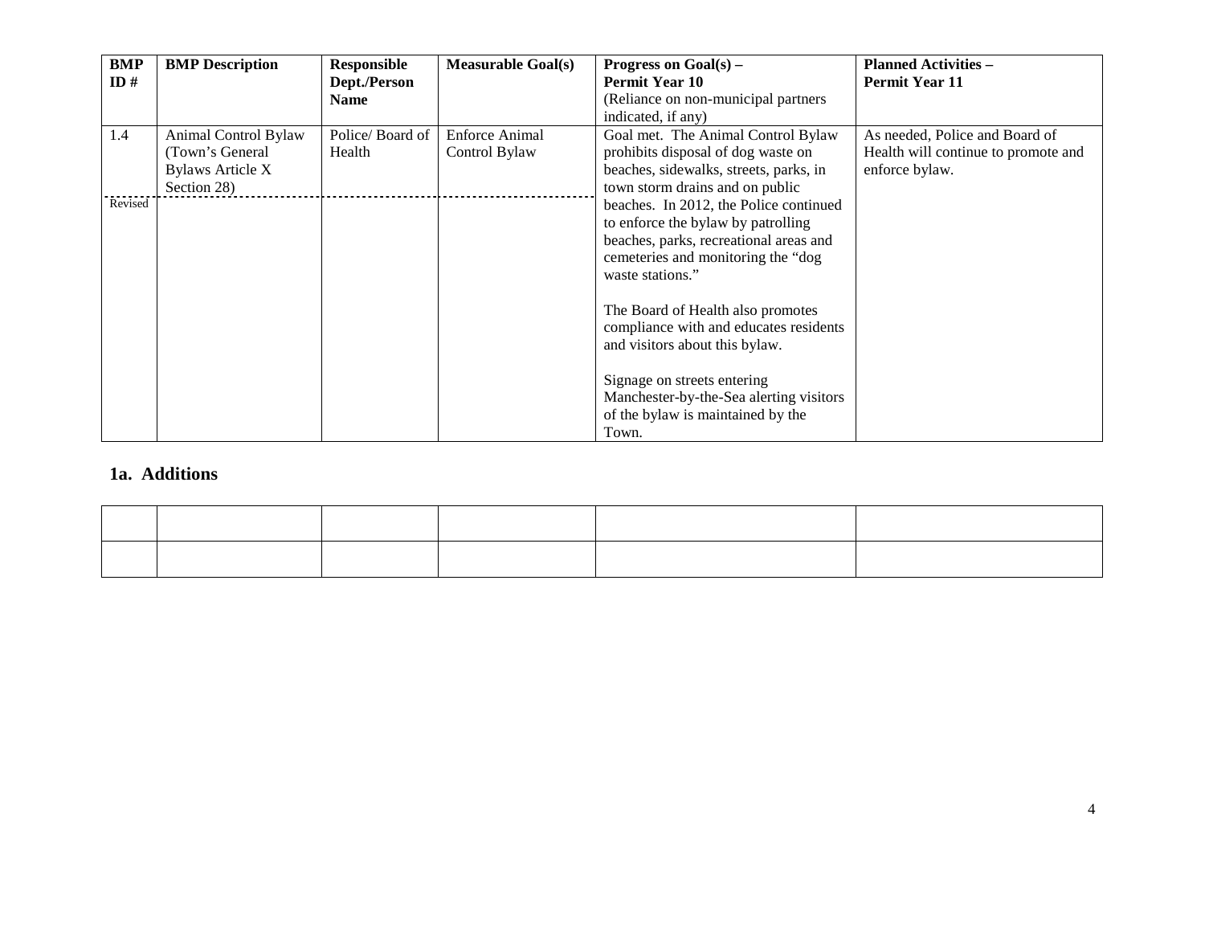| BMP ID # | BMP Description | Responsible Dept./Person Name | Measurable Goal(s) | Progress on Goal(s) – Permit Year 10 (Reliance on non-municipal partners indicated, if any) | Planned Activities – Permit Year 11 |
|---|---|---|---|---|---|
| 1.4 | Animal Control Bylaw (Town's General Bylaws Article X Section 28) | Police/ Board of Health | Enforce Animal Control Bylaw | Goal met. The Animal Control Bylaw prohibits disposal of dog waste on beaches, sidewalks, streets, parks, in town storm drains and on public beaches. In 2012, the Police continued to enforce the bylaw by patrolling beaches, parks, recreational areas and cemeteries and monitoring the "dog waste stations."<br><br>The Board of Health also promotes compliance with and educates residents and visitors about this bylaw.<br><br>Signage on streets entering Manchester-by-the-Sea alerting visitors of the bylaw is maintained by the Town. | As needed, Police and Board of Health will continue to promote and enforce bylaw. |
| Revised | | | | | |

## 1a. Additions

| | | | | | |
|---|---|---|---|---|---|
| | | | | | |
| | | | | | |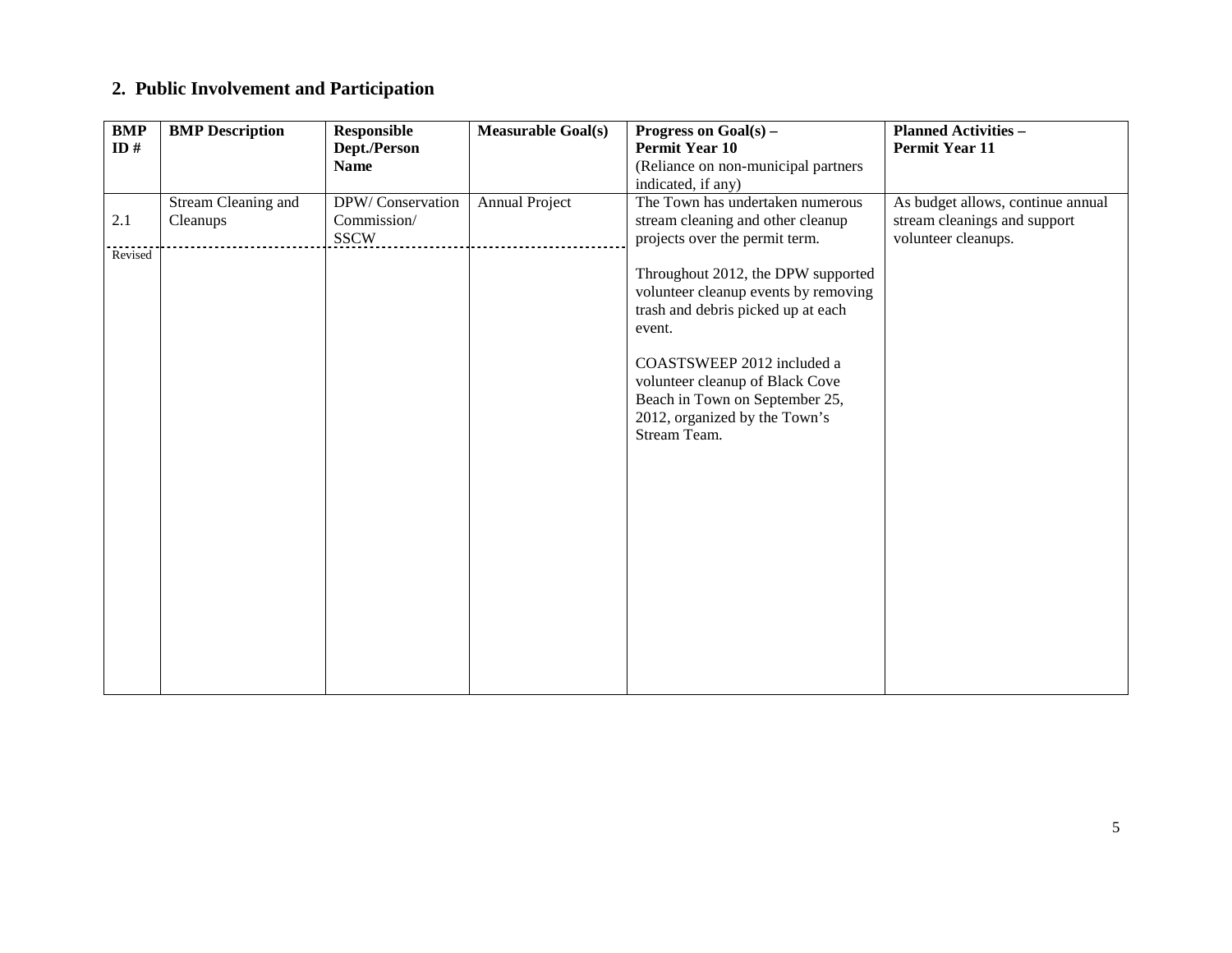## 2. Public Involvement and Participation

| BMP ID # | BMP Description | Responsible Dept./Person Name | Measurable Goal(s) | Progress on Goal(s) – Permit Year 10 (Reliance on non-municipal partners indicated, if any) | Planned Activities – Permit Year 11 |
|---|---|---|---|---|---|
| 2.1<br>Revised | Stream Cleaning and Cleanups | DPW/ Conservation Commission/ SSCW | Annual Project | The Town has undertaken numerous stream cleaning and other cleanup projects over the permit term.<br><br>Throughout 2012, the DPW supported volunteer cleanup events by removing trash and debris picked up at each event.<br><br>COASTSWEEP 2012 included a volunteer cleanup of Black Cove Beach in Town on September 25, 2012, organized by the Town's Stream Team. | As budget allows, continue annual stream cleanings and support volunteer cleanups. |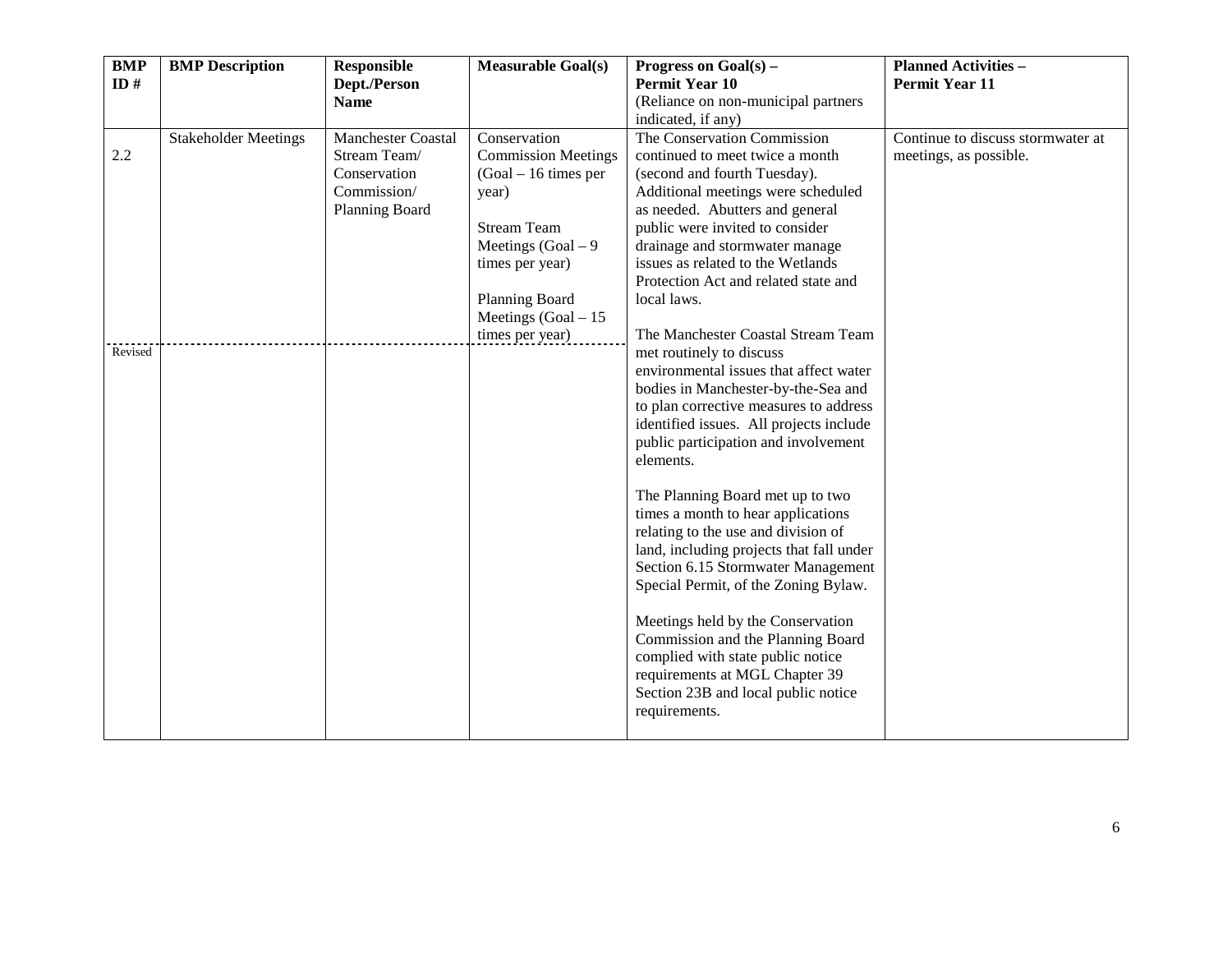| BMP ID # | BMP Description | Responsible Dept./Person Name | Measurable Goal(s) | Progress on Goal(s) – Permit Year 10 (Reliance on non-municipal partners indicated, if any) | Planned Activities – Permit Year 11 |
|---|---|---|---|---|---|
| 2.2 | Stakeholder Meetings | Manchester Coastal Stream Team/ Conservation Commission/ Planning Board | Conservation Commission Meetings (Goal – 16 times per year)<br><br>Stream Team Meetings (Goal – 9 times per year)<br><br>Planning Board Meetings (Goal – 15 times per year) | The Conservation Commission continued to meet twice a month (second and fourth Tuesday). Additional meetings were scheduled as needed. Abutters and general public were invited to consider drainage and stormwater manage issues as related to the Wetlands Protection Act and related state and local laws.<br><br>The Manchester Coastal Stream Team met routinely to discuss environmental issues that affect water bodies in Manchester-by-the-Sea and to plan corrective measures to address identified issues. All projects include public participation and involvement elements.<br><br>The Planning Board met up to two times a month to hear applications relating to the use and division of land, including projects that fall under Section 6.15 Stormwater Management Special Permit, of the Zoning Bylaw.<br><br>Meetings held by the Conservation Commission and the Planning Board complied with state public notice requirements at MGL Chapter 39 Section 23B and local public notice requirements. | Continue to discuss stormwater at meetings, as possible. |
| Revised | | | | | |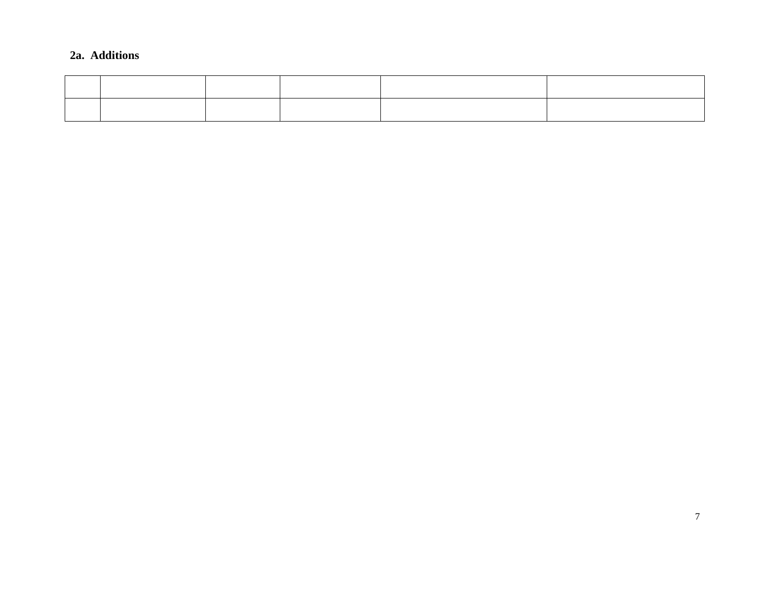**2a. Additions**

| | | | | | |
|---|---|---|---|---|---|
| | | | | | |
| | | | | | |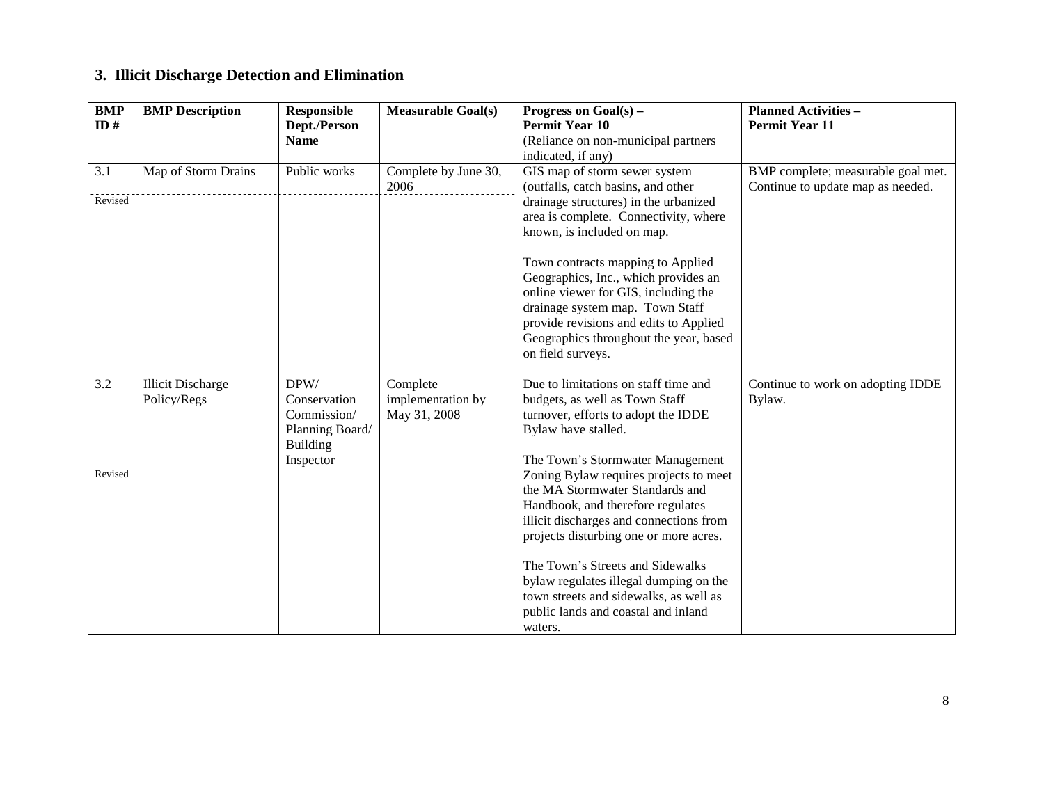## 3. Illicit Discharge Detection and Elimination

| BMP ID # | BMP Description | Responsible Dept./Person Name | Measurable Goal(s) | Progress on Goal(s) – Permit Year 10 (Reliance on non-municipal partners indicated, if any) | Planned Activities – Permit Year 11 |
|---|---|---|---|---|---|
| 3.1 | Map of Storm Drains | Public works | Complete by June 30, 2006 | GIS map of storm sewer system (outfalls, catch basins, and other drainage structures) in the urbanized area is complete. Connectivity, where known, is included on map.<br><br>Town contracts mapping to Applied Geographics, Inc., which provides an online viewer for GIS, including the drainage system map. Town Staff provide revisions and edits to Applied Geographics throughout the year, based on field surveys. | BMP complete; measurable goal met. Continue to update map as needed. |
| Revised | | | | | |
| 3.2 | Illicit Discharge Policy/Regs | DPW/ Conservation Commission/ Planning Board/ Building Inspector | Complete implementation by May 31, 2008 | Due to limitations on staff time and budgets, as well as Town Staff turnover, efforts to adopt the IDDE Bylaw have stalled.<br><br>The Town's Stormwater Management Zoning Bylaw requires projects to meet the MA Stormwater Standards and Handbook, and therefore regulates illicit discharges and connections from projects disturbing one or more acres.<br><br>The Town's Streets and Sidewalks bylaw regulates illegal dumping on the town streets and sidewalks, as well as public lands and coastal and inland waters. | Continue to work on adopting IDDE Bylaw. |
| Revised | | | | | |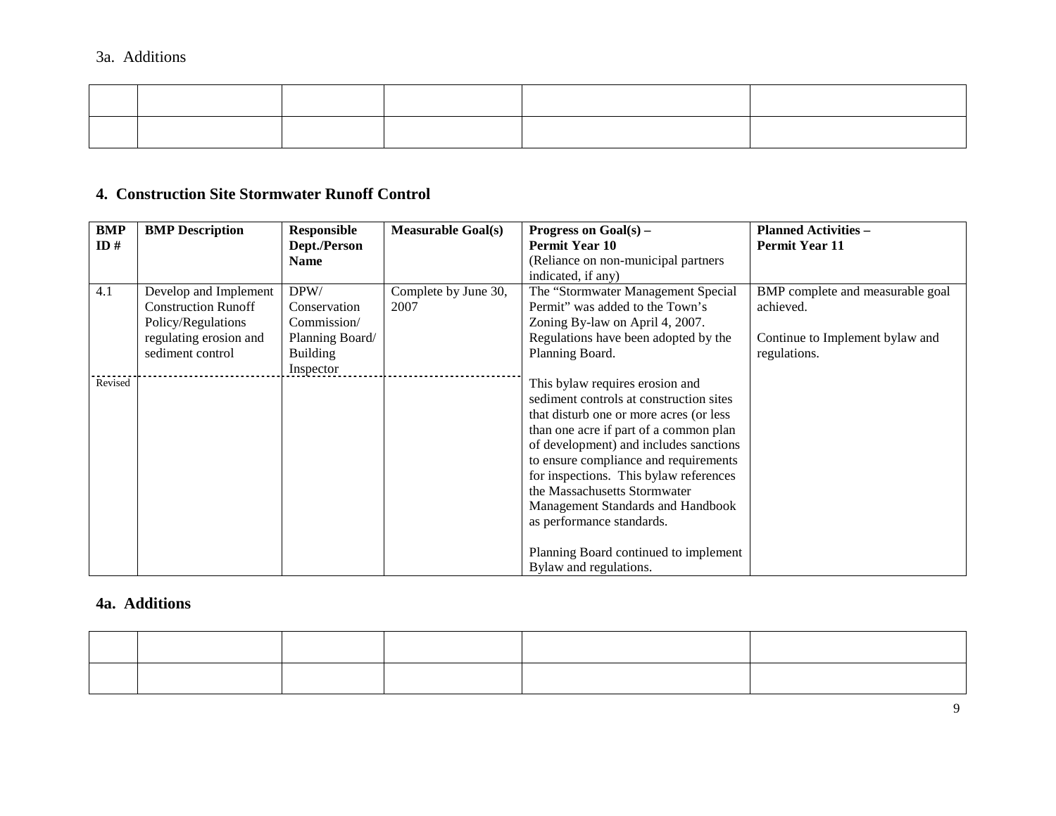3a. Additions

| | | | | | |
|---|---|---|---|---|---|
| | | | | | |
| | | | | | |

## 4. Construction Site Stormwater Runoff Control

| BMP ID # | BMP Description | Responsible Dept./Person Name | Measurable Goal(s) | Progress on Goal(s) – Permit Year 10 (Reliance on non-municipal partners indicated, if any) | Planned Activities – Permit Year 11 |
|---|---|---|---|---|---|
| 4.1 | Develop and Implement Construction Runoff Policy/Regulations regulating erosion and sediment control | DPW/ Conservation Commission/ Planning Board/ Building Inspector | Complete by June 30, 2007 | The "Stormwater Management Special Permit" was added to the Town's Zoning By-law on April 4, 2007. Regulations have been adopted by the Planning Board.<br><br>This bylaw requires erosion and sediment controls at construction sites that disturb one or more acres (or less than one acre if part of a common plan of development) and includes sanctions to ensure compliance and requirements for inspections. This bylaw references the Massachusetts Stormwater Management Standards and Handbook as performance standards.<br><br>Planning Board continued to implement Bylaw and regulations. | BMP complete and measurable goal achieved.<br><br>Continue to Implement bylaw and regulations. |
| Revised | | | | | |

## 4a. Additions

| | | | | | |
|---|---|---|---|---|---|
| | | | | | |
| | | | | | |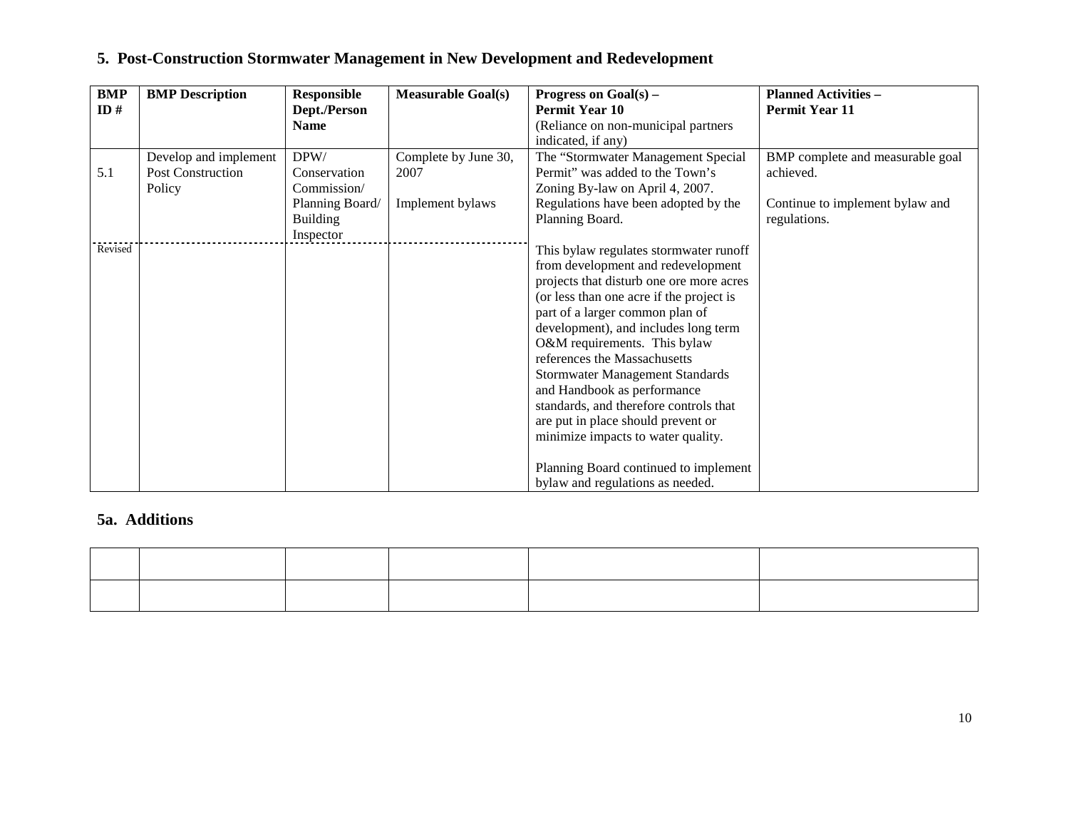## 5. Post-Construction Stormwater Management in New Development and Redevelopment

| BMP ID # | BMP Description | Responsible Dept./Person Name | Measurable Goal(s) | Progress on Goal(s) – Permit Year 10 (Reliance on non-municipal partners indicated, if any) | Planned Activities – Permit Year 11 |
|---|---|---|---|---|---|
| 5.1 | Develop and implement Post Construction Policy | DPW/ Conservation Commission/ Planning Board/ Building Inspector | Complete by June 30, 2007<br><br>Implement bylaws | The "Stormwater Management Special Permit" was added to the Town's Zoning By-law on April 4, 2007. Regulations have been adopted by the Planning Board.<br><br>This bylaw regulates stormwater runoff from development and redevelopment projects that disturb one ore more acres (or less than one acre if the project is part of a larger common plan of development), and includes long term O&M requirements. This bylaw references the Massachusetts Stormwater Management Standards and Handbook as performance standards, and therefore controls that are put in place should prevent or minimize impacts to water quality.<br><br>Planning Board continued to implement bylaw and regulations as needed. | BMP complete and measurable goal achieved.<br><br>Continue to implement bylaw and regulations. |
| Revised | | | | | |

## 5a. Additions

| | | | | | |
|---|---|---|---|---|---|
| | | | | | |
| | | | | | |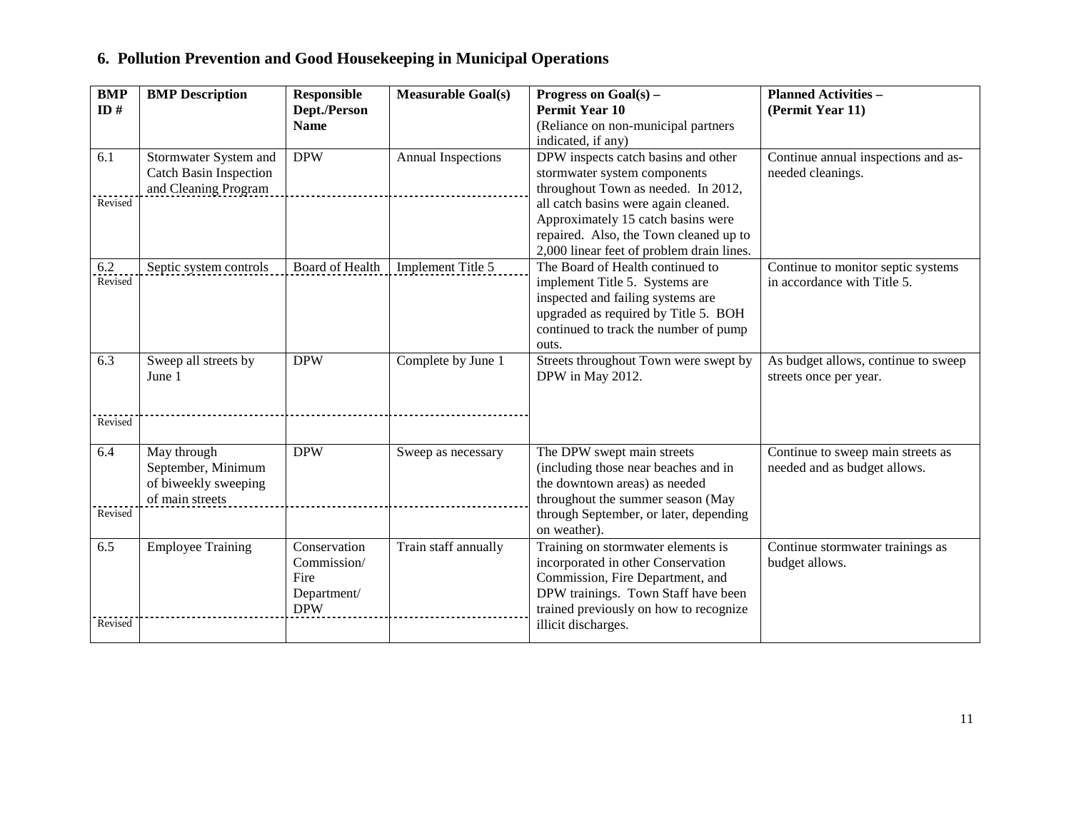## 6. Pollution Prevention and Good Housekeeping in Municipal Operations

| BMP ID # | BMP Description | Responsible Dept./Person Name | Measurable Goal(s) | Progress on Goal(s) – Permit Year 10 (Reliance on non-municipal partners indicated, if any) | Planned Activities – (Permit Year 11) |
|---|---|---|---|---|---|
| 6.1 | Stormwater System and Catch Basin Inspection and Cleaning Program | DPW | Annual Inspections | DPW inspects catch basins and other stormwater system components throughout Town as needed. In 2012, all catch basins were again cleaned. Approximately 15 catch basins were repaired. Also, the Town cleaned up to 2,000 linear feet of problem drain lines. | Continue annual inspections and as-needed cleanings. |
| Revised | | | | | |
| 6.2 | Septic system controls | Board of Health | Implement Title 5 | The Board of Health continued to implement Title 5. Systems are inspected and failing systems are upgraded as required by Title 5. BOH continued to track the number of pump outs. | Continue to monitor septic systems in accordance with Title 5. |
| Revised | | | | | |
| 6.3 | Sweep all streets by June 1 | DPW | Complete by June 1 | Streets throughout Town were swept by DPW in May 2012. | As budget allows, continue to sweep streets once per year. |
| Revised | | | | | |
| 6.4 | May through September, Minimum of biweekly sweeping of main streets | DPW | Sweep as necessary | The DPW swept main streets (including those near beaches and in the downtown areas) as needed throughout the summer season (May through September, or later, depending on weather). | Continue to sweep main streets as needed and as budget allows. |
| Revised | | | | | |
| 6.5 | Employee Training | Conservation Commission/ Fire Department/ DPW | Train staff annually | Training on stormwater elements is incorporated in other Conservation Commission, Fire Department, and DPW trainings. Town Staff have been trained previously on how to recognize illicit discharges. | Continue stormwater trainings as budget allows. |
| Revised | | | | | |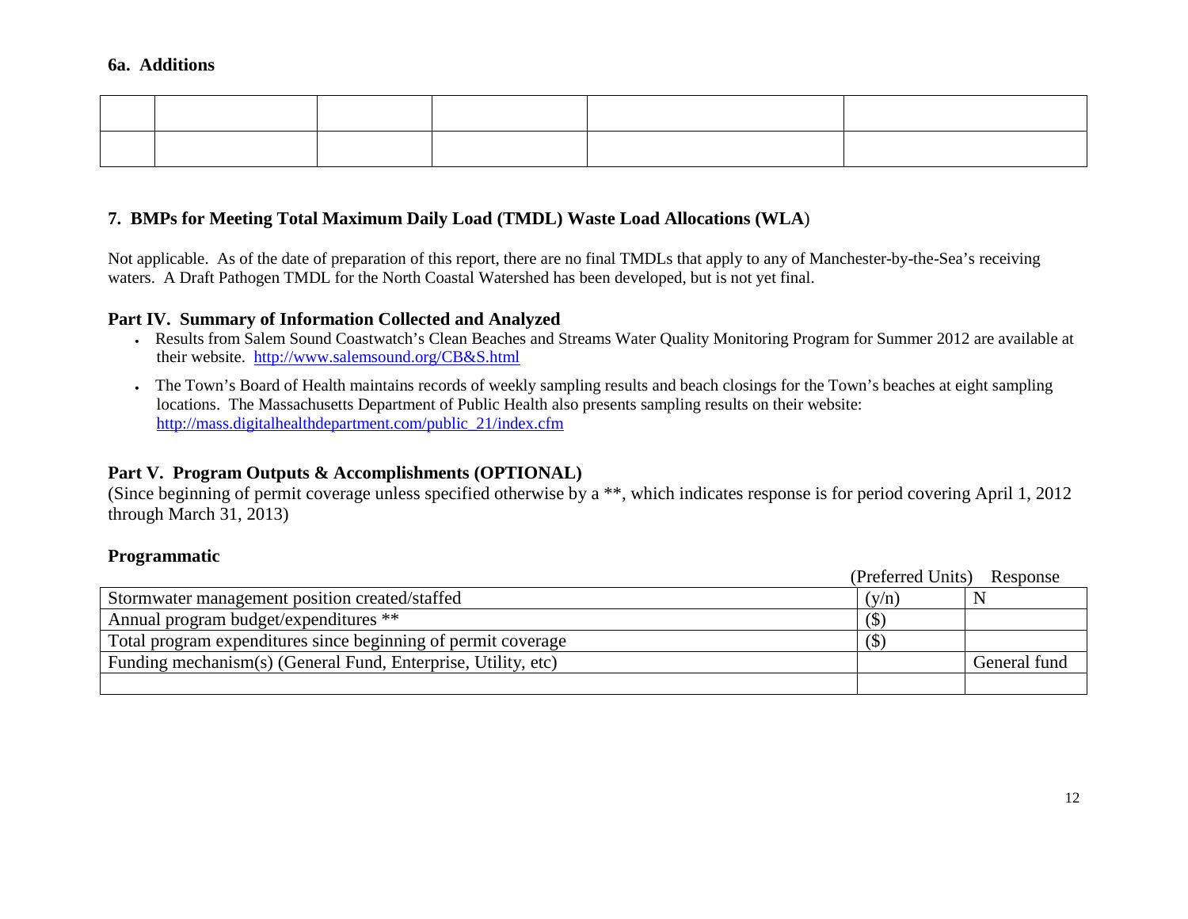### 6a. Additions

| | | | | | |
|---|---|---|---|---|---|
| | | | | | |

### 7. BMPs for Meeting Total Maximum Daily Load (TMDL) Waste Load Allocations (WLA)

Not applicable. As of the date of preparation of this report, there are no final TMDLs that apply to any of Manchester-by-the-Sea's receiving waters. A Draft Pathogen TMDL for the North Coastal Watershed has been developed, but is not yet final.

## Part IV. Summary of Information Collected and Analyzed

- Results from Salem Sound Coastwatch's Clean Beaches and Streams Water Quality Monitoring Program for Summer 2012 are available at their website. [http://www.salemsound.org/CB&S.html](http://www.salemsound.org/CB&S.html)
- The Town's Board of Health maintains records of weekly sampling results and beach closings for the Town's beaches at eight sampling locations. The Massachusetts Department of Public Health also presents sampling results on their website: [http://mass.digitalhealthdepartment.com/public_21/index.cfm](http://mass.digitalhealthdepartment.com/public_21/index.cfm)

## Part V. Program Outputs & Accomplishments (OPTIONAL)

(Since beginning of permit coverage unless specified otherwise by a **, which indicates response is for period covering April 1, 2012 through March 31, 2013)

### Programmatic

| | (Preferred Units) | Response |
|---|---|---|
| Stormwater management position created/staffed | (y/n) | N |
| Annual program budget/expenditures ** | ($) | |
| Total program expenditures since beginning of permit coverage | ($) | |
| Funding mechanism(s) (General Fund, Enterprise, Utility, etc) | | General fund |
| | | |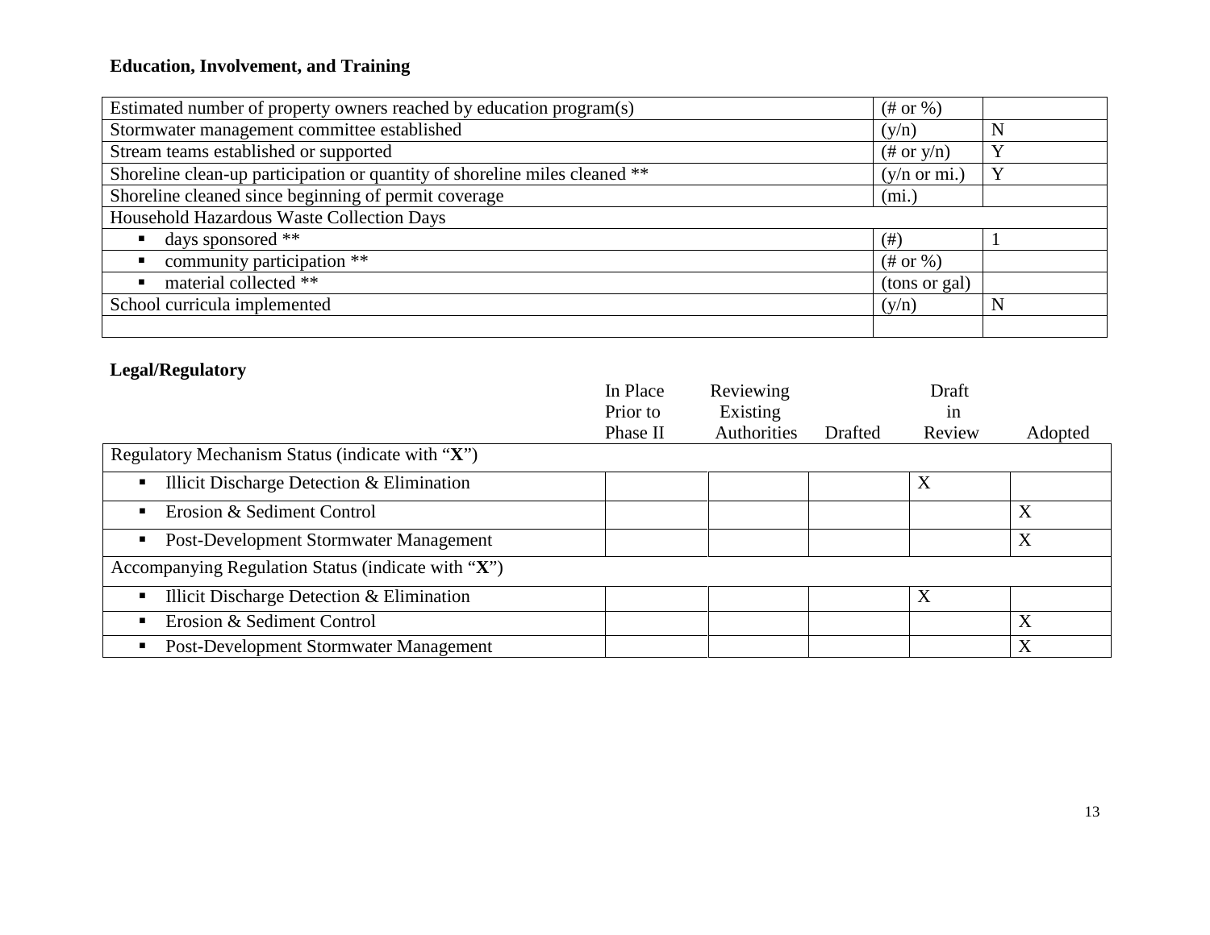### Education, Involvement, and Training

| | | |
|---|---|---|
| Estimated number of property owners reached by education program(s) | (# or %) | |
| Stormwater management committee established | (y/n) | N |
| Stream teams established or supported | (# or y/n) | Y |
| Shoreline clean-up participation or quantity of shoreline miles cleaned ** | (y/n or mi.) | Y |
| Shoreline cleaned since beginning of permit coverage | (mi.) | |
| Household Hazardous Waste Collection Days | | |
| ▪ days sponsored ** | (#) | 1 |
| ▪ community participation ** | (# or %) | |
| ▪ material collected ** | (tons or gal) | |
| School curricula implemented | (y/n) | N |
| | | |

### Legal/Regulatory

| | In Place Prior to Phase II | Reviewing Existing Authorities | Drafted | Draft in Review | Adopted |
|---|---|---|---|---|---|
| Regulatory Mechanism Status (indicate with "**X**") | | | | | |
| ▪ Illicit Discharge Detection & Elimination | | | | X | |
| ▪ Erosion & Sediment Control | | | | | X |
| ▪ Post-Development Stormwater Management | | | | | X |
| Accompanying Regulation Status (indicate with "**X**") | | | | | |
| ▪ Illicit Discharge Detection & Elimination | | | | X | |
| ▪ Erosion & Sediment Control | | | | | X |
| ▪ Post-Development Stormwater Management | | | | | X |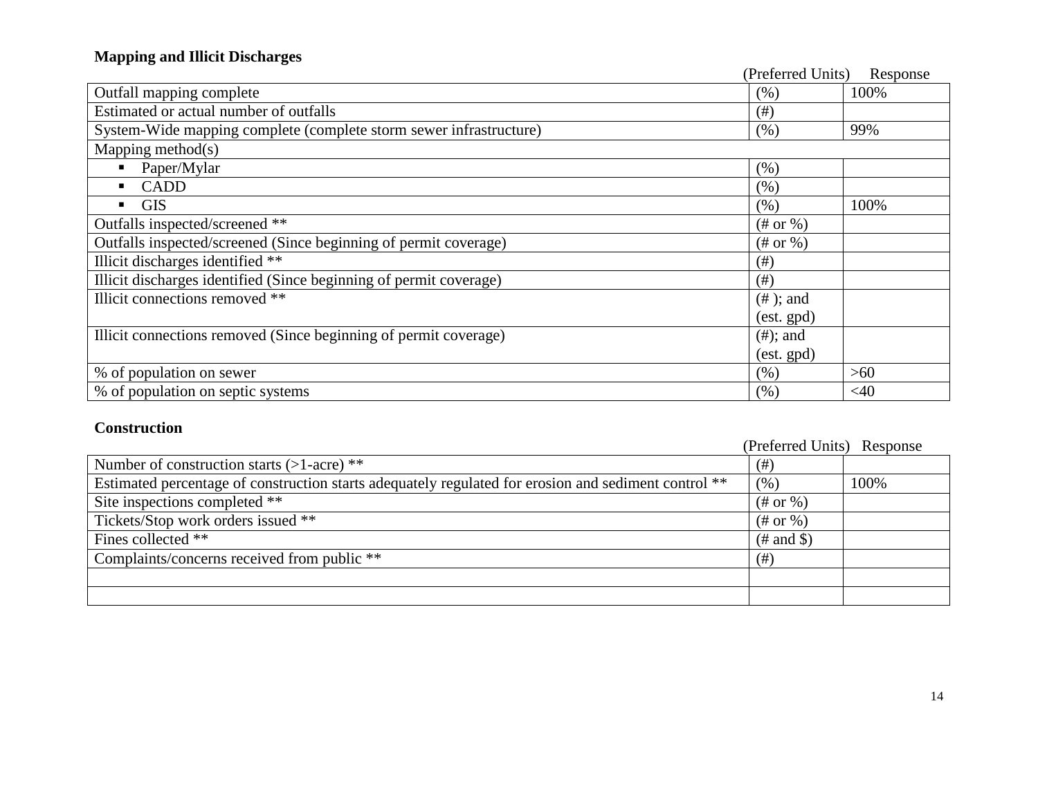## Mapping and Illicit Discharges

| | (Preferred Units) | Response |
|---|---|---|
| Outfall mapping complete | (%) | 100% |
| Estimated or actual number of outfalls | (#) | |
| System-Wide mapping complete (complete storm sewer infrastructure) | (%) | 99% |
| Mapping method(s) | | |
| ▪ Paper/Mylar | (%) | |
| ▪ CADD | (%) | |
| ▪ GIS | (%) | 100% |
| Outfalls inspected/screened ** | (# or %) | |
| Outfalls inspected/screened (Since beginning of permit coverage) | (# or %) | |
| Illicit discharges identified ** | (#) | |
| Illicit discharges identified (Since beginning of permit coverage) | (#) | |
| Illicit connections removed ** | (# ); and (est. gpd) | |
| Illicit connections removed (Since beginning of permit coverage) | (#); and (est. gpd) | |
| % of population on sewer | (%) | >60 |
| % of population on septic systems | (%) | <40 |

## Construction

| | (Preferred Units) | Response |
|---|---|---|
| Number of construction starts (>1-acre) ** | (#) | |
| Estimated percentage of construction starts adequately regulated for erosion and sediment control ** | (%) | 100% |
| Site inspections completed ** | (# or %) | |
| Tickets/Stop work orders issued ** | (# or %) | |
| Fines collected ** | (# and $) | |
| Complaints/concerns received from public ** | (#) | |
| | | |
| | | |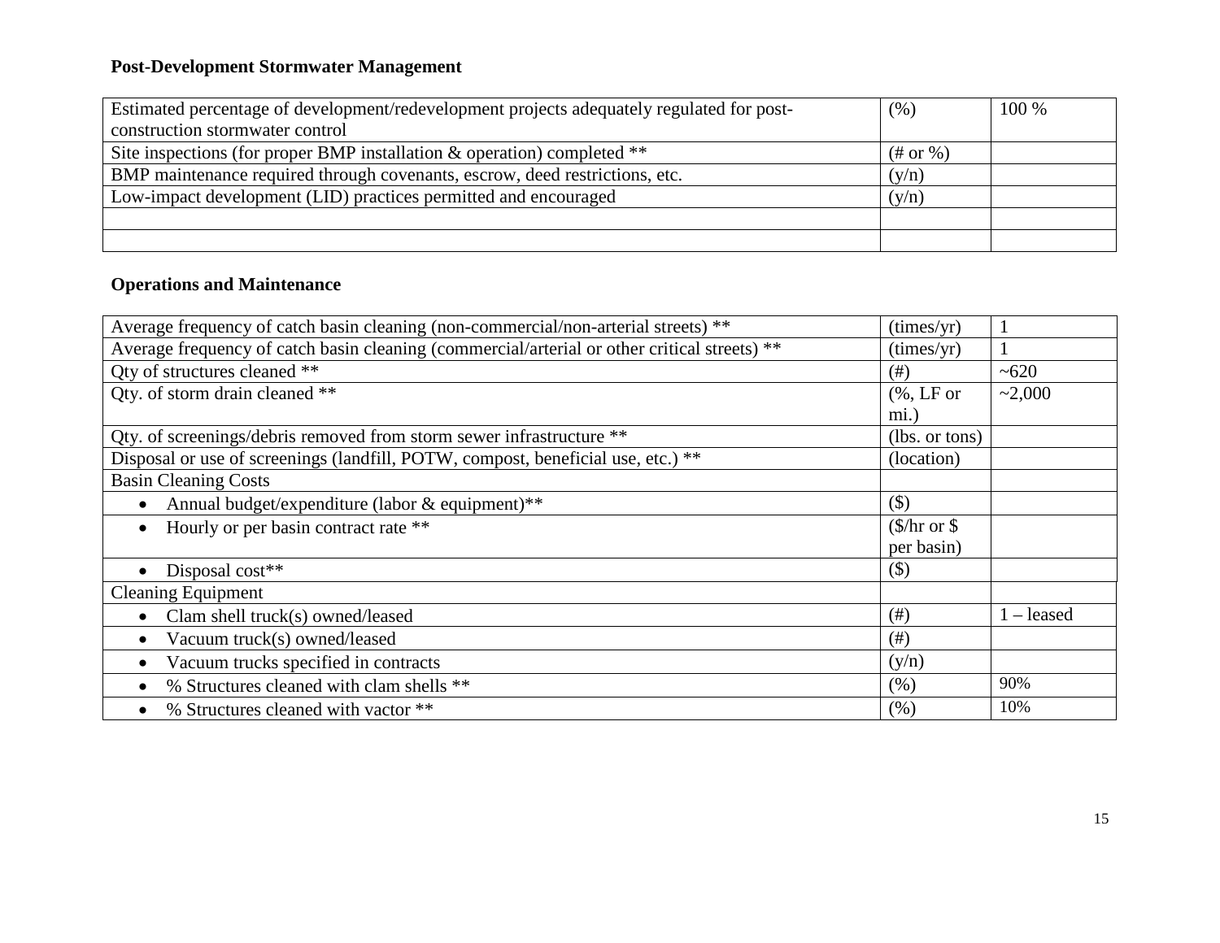### Post-Development Stormwater Management

| | | |
|---|---|---|
| Estimated percentage of development/redevelopment projects adequately regulated for post-construction stormwater control | (%) | 100 % |
| Site inspections (for proper BMP installation & operation) completed ** | (# or %) | |
| BMP maintenance required through covenants, escrow, deed restrictions, etc. | (y/n) | |
| Low-impact development (LID) practices permitted and encouraged | (y/n) | |
| | | |
| | | |

### Operations and Maintenance

| | | |
|---|---|---|
| Average frequency of catch basin cleaning (non-commercial/non-arterial streets) ** | (times/yr) | 1 |
| Average frequency of catch basin cleaning (commercial/arterial or other critical streets) ** | (times/yr) | 1 |
| Qty of structures cleaned ** | (#) | ~620 |
| Qty. of storm drain cleaned ** | (%, LF or mi.) | ~2,000 |
| Qty. of screenings/debris removed from storm sewer infrastructure ** | (lbs. or tons) | |
| Disposal or use of screenings (landfill, POTW, compost, beneficial use, etc.) ** | (location) | |
| Basin Cleaning Costs | | |
| • Annual budget/expenditure (labor & equipment)** | ($) | |
| • Hourly or per basin contract rate ** | ($/hr or $ per basin) | |
| • Disposal cost** | ($) | |
| Cleaning Equipment | | |
| • Clam shell truck(s) owned/leased | (#) | 1 – leased |
| • Vacuum truck(s) owned/leased | (#) | |
| • Vacuum trucks specified in contracts | (y/n) | |
| • % Structures cleaned with clam shells ** | (%) | 90% |
| • % Structures cleaned with vactor ** | (%) | 10% |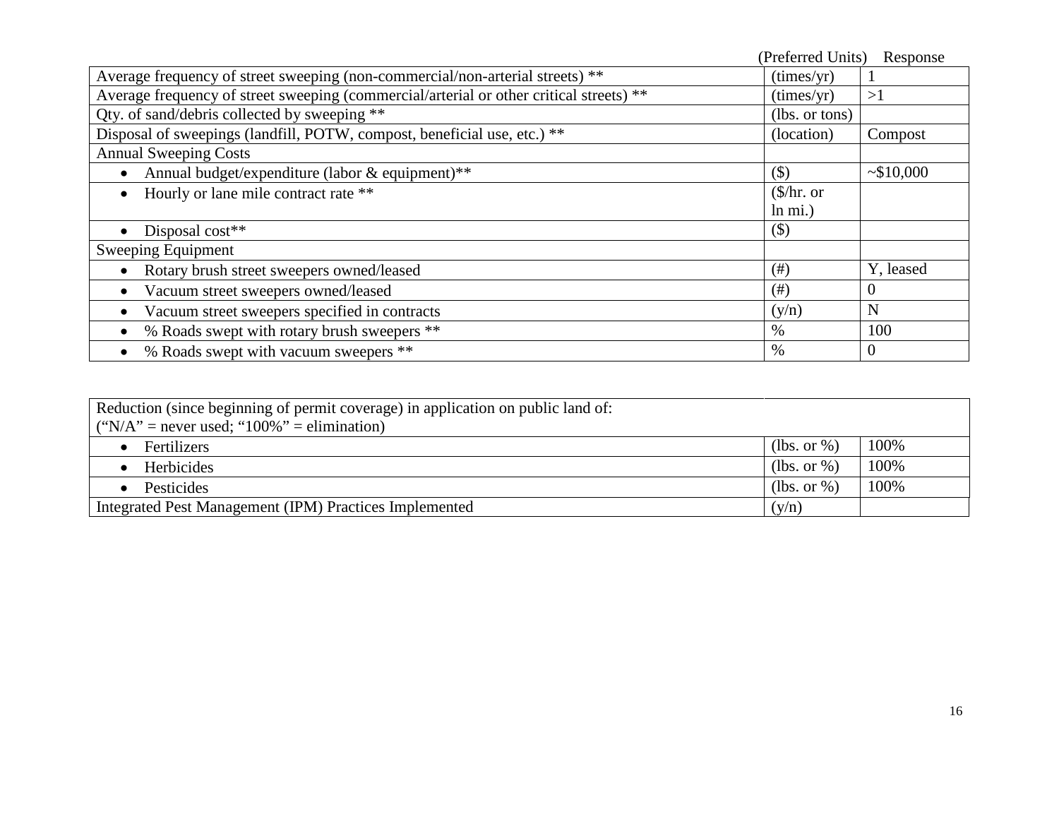| | (Preferred Units) | Response |
|---|---|---|
| Average frequency of street sweeping (non-commercial/non-arterial streets) ** | (times/yr) | 1 |
| Average frequency of street sweeping (commercial/arterial or other critical streets) ** | (times/yr) | >1 |
| Qty. of sand/debris collected by sweeping ** | (lbs. or tons) | |
| Disposal of sweepings (landfill, POTW, compost, beneficial use, etc.) ** | (location) | Compost |
| Annual Sweeping Costs | | |
| • Annual budget/expenditure (labor & equipment)** | ($) | ~$10,000 |
| • Hourly or lane mile contract rate ** | ($/hr. or ln mi.) | |
| • Disposal cost** | ($) | |
| Sweeping Equipment | | |
| • Rotary brush street sweepers owned/leased | (#) | Y, leased |
| • Vacuum street sweepers owned/leased | (#) | 0 |
| • Vacuum street sweepers specified in contracts | (y/n) | N |
| • % Roads swept with rotary brush sweepers ** | % | 100 |
| • % Roads swept with vacuum sweepers ** | % | 0 |

| Reduction (since beginning of permit coverage) in application on public land of: ("N/A" = never used; "100%" = elimination) | | |
|---|---|---|
| • Fertilizers | (lbs. or %) | 100% |
| • Herbicides | (lbs. or %) | 100% |
| • Pesticides | (lbs. or %) | 100% |
| Integrated Pest Management (IPM) Practices Implemented | (y/n) | |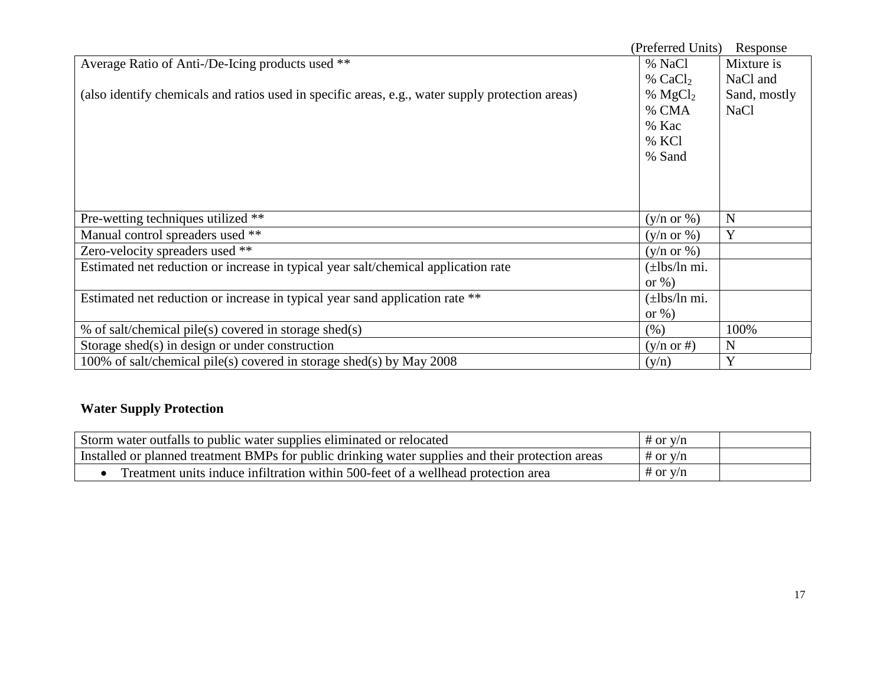| | (Preferred Units) | Response |
|---|---|---|
| Average Ratio of Anti-/De-Icing products used ** (also identify chemicals and ratios used in specific areas, e.g., water supply protection areas) | % NaCl % $CaCl_2$ % $MgCl_2$ % CMA % Kac % KCl % Sand | Mixture is NaCl and Sand, mostly NaCl |
| Pre-wetting techniques utilized ** | (y/n or %) | N |
| Manual control spreaders used ** | (y/n or %) | Y |
| Zero-velocity spreaders used ** | (y/n or %) | |
| Estimated net reduction or increase in typical year salt/chemical application rate | (±lbs/ln mi. or %) | |
| Estimated net reduction or increase in typical year sand application rate ** | (±lbs/ln mi. or %) | |
| % of salt/chemical pile(s) covered in storage shed(s) | (%) | 100% |
| Storage shed(s) in design or under construction | (y/n or #) | N |
| 100% of salt/chemical pile(s) covered in storage shed(s) by May 2008 | (y/n) | Y |

**Water Supply Protection**

| | | |
|---|---|---|
| Storm water outfalls to public water supplies eliminated or relocated | # or y/n | |
| Installed or planned treatment BMPs for public drinking water supplies and their protection areas | # or y/n | |
| • Treatment units induce infiltration within 500-feet of a wellhead protection area | # or y/n | |